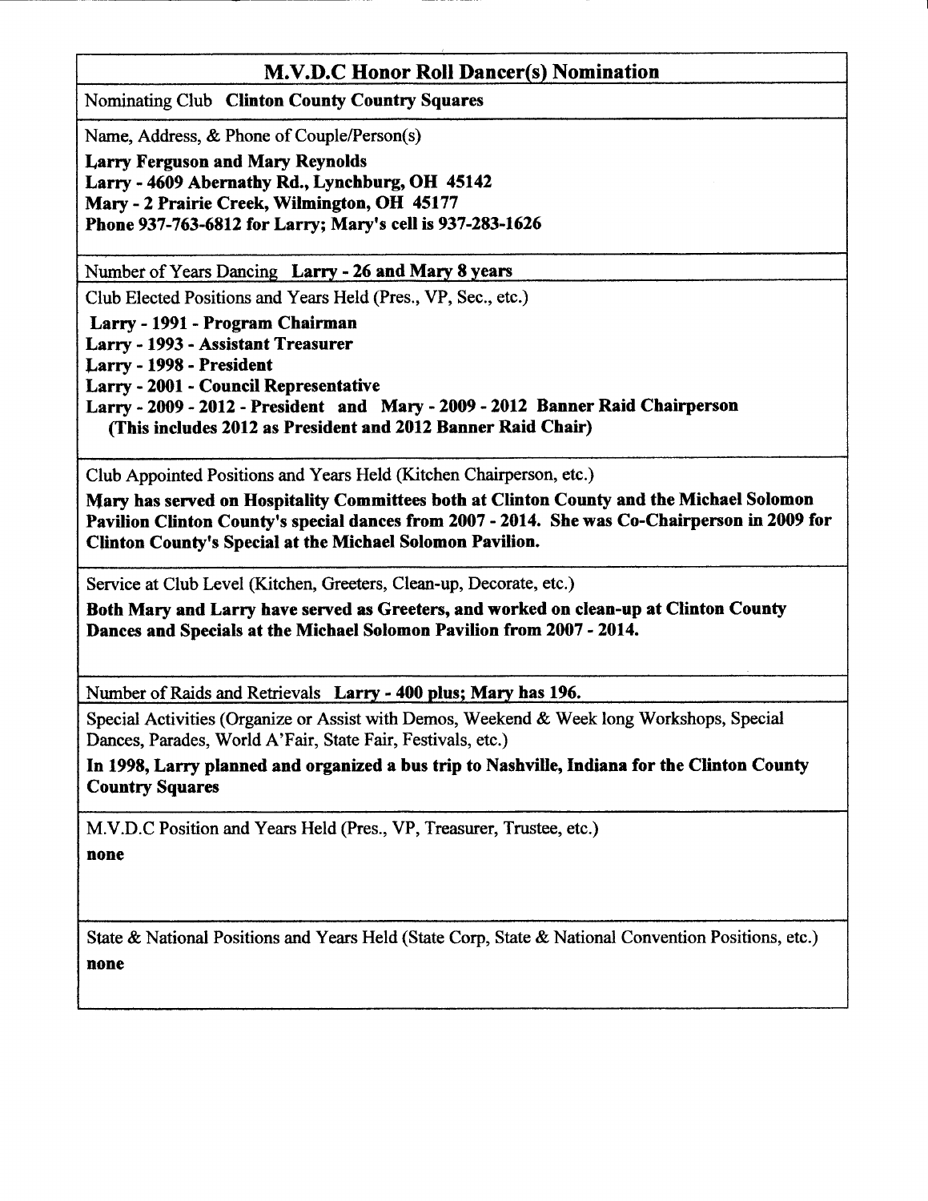# M.V.D.C Honor Roll Dancer(s) Nomination

Nominating Club **Clinton County Country Squares**

Name, Address, & Phone of Couple/Person(s)

**Larry Ferguson and Mary Reynolds**
**Larry - 4609 Abernathy Rd., Lynchburg, OH 45142**
**Mary - 2 Prairie Creek, Wilmington, OH 45177**
**Phone 937-763-6812 for Larry; Mary's cell is 937-283-1626**

Number of Years Dancing **Larry - 26 and Mary 8 years**

Club Elected Positions and Years Held (Pres., VP, Sec., etc.)

**Larry - 1991 - Program Chairman**
**Larry - 1993 - Assistant Treasurer**
**Larry - 1998 - President**
**Larry - 2001 - Council Representative**
**Larry - 2009 - 2012 - President and Mary - 2009 - 2012 Banner Raid Chairperson**
**(This includes 2012 as President and 2012 Banner Raid Chair)**

Club Appointed Positions and Years Held (Kitchen Chairperson, etc.)

**Mary has served on Hospitality Committees both at Clinton County and the Michael Solomon Pavilion Clinton County's special dances from 2007 - 2014. She was Co-Chairperson in 2009 for Clinton County's Special at the Michael Solomon Pavilion.**

Service at Club Level (Kitchen, Greeters, Clean-up, Decorate, etc.)

**Both Mary and Larry have served as Greeters, and worked on clean-up at Clinton County Dances and Specials at the Michael Solomon Pavilion from 2007 - 2014.**

Number of Raids and Retrievals **Larry - 400 plus; Mary has 196.**

Special Activities (Organize or Assist with Demos, Weekend & Week long Workshops, Special Dances, Parades, World A'Fair, State Fair, Festivals, etc.)

**In 1998, Larry planned and organized a bus trip to Nashville, Indiana for the Clinton County Country Squares**

M.V.D.C Position and Years Held (Pres., VP, Treasurer, Trustee, etc.)

**none**

State & National Positions and Years Held (State Corp, State & National Convention Positions, etc.)

**none**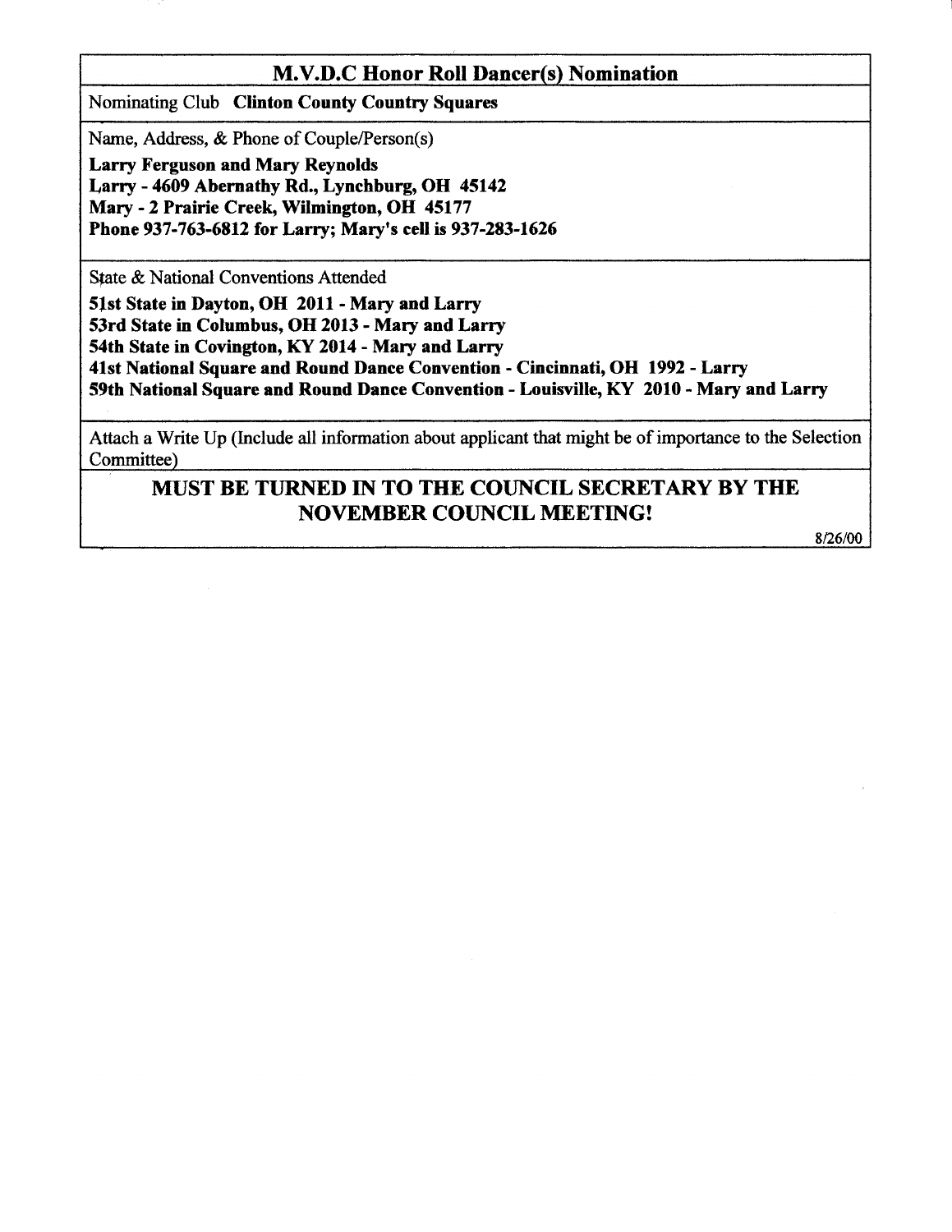## M.V.D.C Honor Roll Dancer(s) Nomination

Nominating Club **Clinton County Country Squares**

Name, Address, & Phone of Couple/Person(s)

**Larry Ferguson and Mary Reynolds**
**Larry - 4609 Abernathy Rd., Lynchburg, OH 45142**
**Mary - 2 Prairie Creek, Wilmington, OH 45177**
**Phone 937-763-6812 for Larry; Mary's cell is 937-283-1626**

State & National Conventions Attended

**51st State in Dayton, OH 2011 - Mary and Larry**
**53rd State in Columbus, OH 2013 - Mary and Larry**
**54th State in Covington, KY 2014 - Mary and Larry**
**41st National Square and Round Dance Convention - Cincinnati, OH 1992 - Larry**
**59th National Square and Round Dance Convention - Louisville, KY 2010 - Mary and Larry**

Attach a Write Up (Include all information about applicant that might be of importance to the Selection Committee)

**MUST BE TURNED IN TO THE COUNCIL SECRETARY BY THE NOVEMBER COUNCIL MEETING!**

8/26/00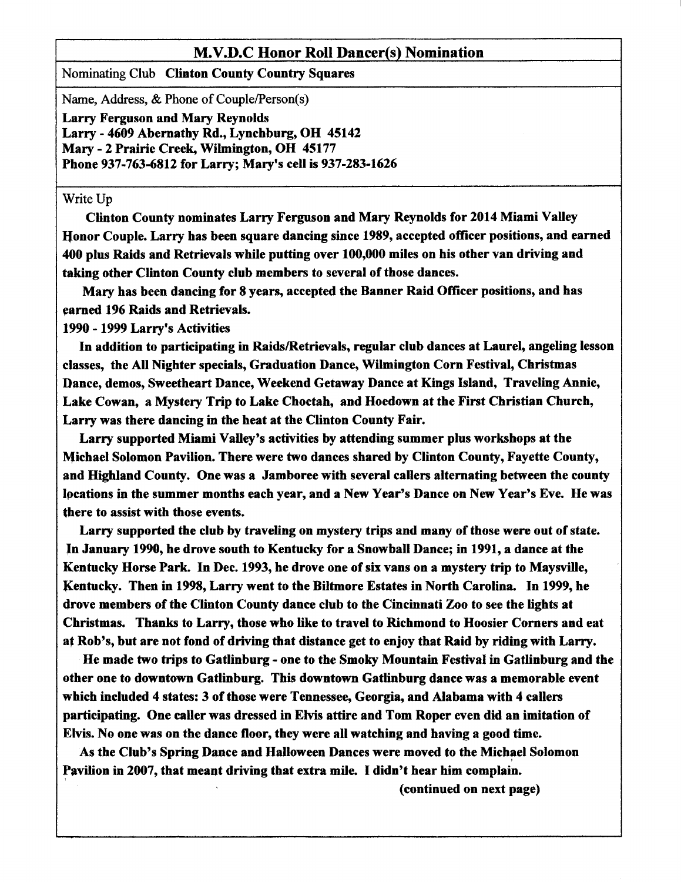## M.V.D.C Honor Roll Dancer(s) Nomination

Nominating Club **Clinton County Country Squares**

Name, Address, & Phone of Couple/Person(s)

**Larry Ferguson and Mary Reynolds**
**Larry - 4609 Abernathy Rd., Lynchburg, OH 45142**
**Mary - 2 Prairie Creek, Wilmington, OH 45177**
**Phone 937-763-6812 for Larry; Mary's cell is 937-283-1626**

Write Up

**Clinton County nominates Larry Ferguson and Mary Reynolds for 2014 Miami Valley Honor Couple. Larry has been square dancing since 1989, accepted officer positions, and earned 400 plus Raids and Retrievals while putting over 100,000 miles on his other van driving and taking other Clinton County club members to several of those dances.**

**Mary has been dancing for 8 years, accepted the Banner Raid Officer positions, and has earned 196 Raids and Retrievals.**

**1990 - 1999 Larry's Activities**

**In addition to participating in Raids/Retrievals, regular club dances at Laurel, angeling lesson classes, the All Nighter specials, Graduation Dance, Wilmington Corn Festival, Christmas Dance, demos, Sweetheart Dance, Weekend Getaway Dance at Kings Island, Traveling Annie, Lake Cowan, a Mystery Trip to Lake Choctah, and Hoedown at the First Christian Church, Larry was there dancing in the heat at the Clinton County Fair.**

**Larry supported Miami Valley's activities by attending summer plus workshops at the Michael Solomon Pavilion. There were two dances shared by Clinton County, Fayette County, and Highland County. One was a Jamboree with several callers alternating between the county locations in the summer months each year, and a New Year's Dance on New Year's Eve. He was there to assist with those events.**

**Larry supported the club by traveling on mystery trips and many of those were out of state. In January 1990, he drove south to Kentucky for a Snowball Dance; in 1991, a dance at the Kentucky Horse Park. In Dec. 1993, he drove one of six vans on a mystery trip to Maysville, Kentucky. Then in 1998, Larry went to the Biltmore Estates in North Carolina. In 1999, he drove members of the Clinton County dance club to the Cincinnati Zoo to see the lights at Christmas. Thanks to Larry, those who like to travel to Richmond to Hoosier Corners and eat at Rob's, but are not fond of driving that distance get to enjoy that Raid by riding with Larry.**

**He made two trips to Gatlinburg - one to the Smoky Mountain Festival in Gatlinburg and the other one to downtown Gatlinburg. This downtown Gatlinburg dance was a memorable event which included 4 states: 3 of those were Tennessee, Georgia, and Alabama with 4 callers participating. One caller was dressed in Elvis attire and Tom Roper even did an imitation of Elvis. No one was on the dance floor, they were all watching and having a good time.**

**As the Club's Spring Dance and Halloween Dances were moved to the Michael Solomon Pavilion in 2007, that meant driving that extra mile. I didn't hear him complain.**

**(continued on next page)**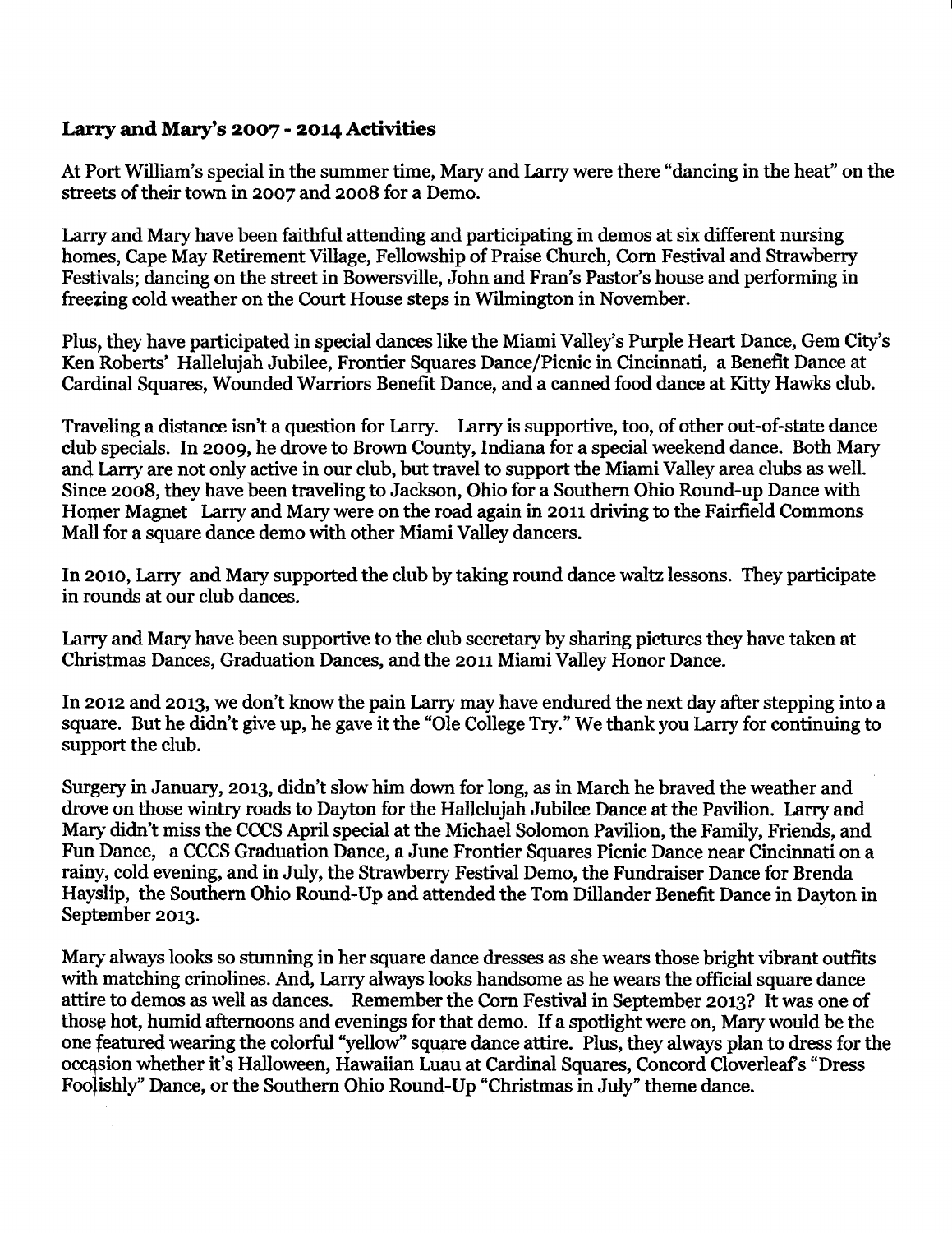**Larry and Mary's 2007 - 2014 Activities**

At Port William's special in the summer time, Mary and Larry were there "dancing in the heat" on the streets of their town in 2007 and 2008 for a Demo.

Larry and Mary have been faithful attending and participating in demos at six different nursing homes, Cape May Retirement Village, Fellowship of Praise Church, Corn Festival and Strawberry Festivals; dancing on the street in Bowersville, John and Fran's Pastor's house and performing in freezing cold weather on the Court House steps in Wilmington in November.

Plus, they have participated in special dances like the Miami Valley's Purple Heart Dance, Gem City's Ken Roberts' Hallelujah Jubilee, Frontier Squares Dance/Picnic in Cincinnati, a Benefit Dance at Cardinal Squares, Wounded Warriors Benefit Dance, and a canned food dance at Kitty Hawks club.

Traveling a distance isn't a question for Larry. Larry is supportive, too, of other out-of-state dance club specials. In 2009, he drove to Brown County, Indiana for a special weekend dance. Both Mary and Larry are not only active in our club, but travel to support the Miami Valley area clubs as well. Since 2008, they have been traveling to Jackson, Ohio for a Southern Ohio Round-up Dance with Homer Magnet Larry and Mary were on the road again in 2011 driving to the Fairfield Commons Mall for a square dance demo with other Miami Valley dancers.

In 2010, Larry and Mary supported the club by taking round dance waltz lessons. They participate in rounds at our club dances.

Larry and Mary have been supportive to the club secretary by sharing pictures they have taken at Christmas Dances, Graduation Dances, and the 2011 Miami Valley Honor Dance.

In 2012 and 2013, we don't know the pain Larry may have endured the next day after stepping into a square. But he didn't give up, he gave it the "Ole College Try." We thank you Larry for continuing to support the club.

Surgery in January, 2013, didn't slow him down for long, as in March he braved the weather and drove on those wintry roads to Dayton for the Hallelujah Jubilee Dance at the Pavilion. Larry and Mary didn't miss the CCCS April special at the Michael Solomon Pavilion, the Family, Friends, and Fun Dance, a CCCS Graduation Dance, a June Frontier Squares Picnic Dance near Cincinnati on a rainy, cold evening, and in July, the Strawberry Festival Demo, the Fundraiser Dance for Brenda Hayslip, the Southern Ohio Round-Up and attended the Tom Dillander Benefit Dance in Dayton in September 2013.

Mary always looks so stunning in her square dance dresses as she wears those bright vibrant outfits with matching crinolines. And, Larry always looks handsome as he wears the official square dance attire to demos as well as dances. Remember the Corn Festival in September 2013? It was one of those hot, humid afternoons and evenings for that demo. If a spotlight were on, Mary would be the one featured wearing the colorful "yellow" square dance attire. Plus, they always plan to dress for the occasion whether it's Halloween, Hawaiian Luau at Cardinal Squares, Concord Cloverleaf's "Dress Foolishly" Dance, or the Southern Ohio Round-Up "Christmas in July" theme dance.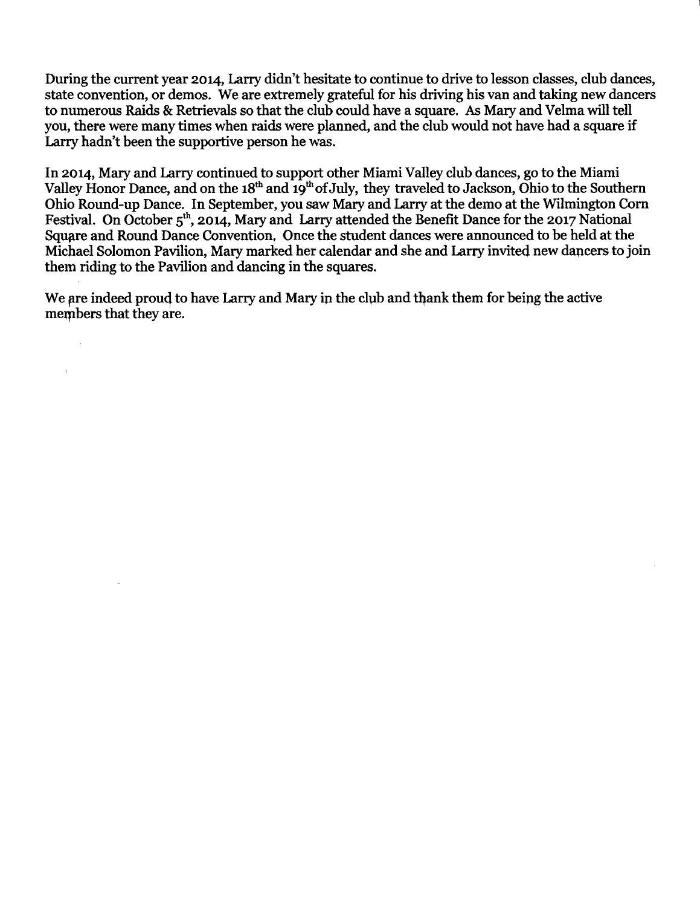During the current year 2014, Larry didn't hesitate to continue to drive to lesson classes, club dances, state convention, or demos. We are extremely grateful for his driving his van and taking new dancers to numerous Raids & Retrievals so that the club could have a square. As Mary and Velma will tell you, there were many times when raids were planned, and the club would not have had a square if Larry hadn't been the supportive person he was.

In 2014, Mary and Larry continued to support other Miami Valley club dances, go to the Miami Valley Honor Dance, and on the 18th and 19th of July, they traveled to Jackson, Ohio to the Southern Ohio Round-up Dance. In September, you saw Mary and Larry at the demo at the Wilmington Corn Festival. On October 5th, 2014, Mary and Larry attended the Benefit Dance for the 2017 National Square and Round Dance Convention. Once the student dances were announced to be held at the Michael Solomon Pavilion, Mary marked her calendar and she and Larry invited new dancers to join them riding to the Pavilion and dancing in the squares.

We are indeed proud to have Larry and Mary in the club and thank them for being the active members that they are.